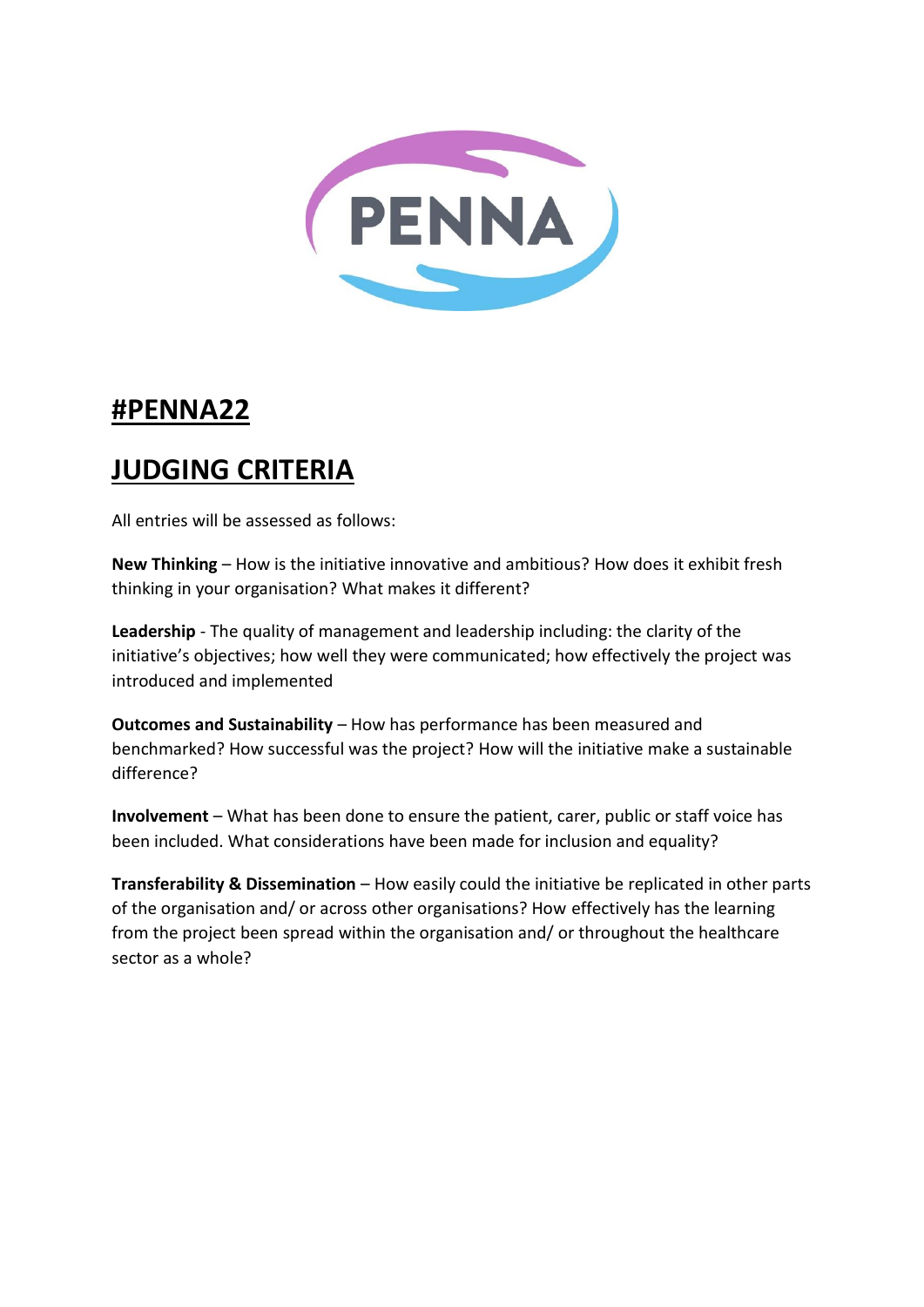PENNA

# #PENNA22

# JUDGING CRITERIA

All entries will be assessed as follows:

**New Thinking** – How is the initiative innovative and ambitious? How does it exhibit fresh thinking in your organisation? What makes it different?

**Leadership** - The quality of management and leadership including: the clarity of the initiative's objectives; how well they were communicated; how effectively the project was introduced and implemented

**Outcomes and Sustainability** – How has performance has been measured and benchmarked? How successful was the project? How will the initiative make a sustainable difference?

**Involvement** – What has been done to ensure the patient, carer, public or staff voice has been included. What considerations have been made for inclusion and equality?

**Transferability & Dissemination** – How easily could the initiative be replicated in other parts of the organisation and/ or across other organisations? How effectively has the learning from the project been spread within the organisation and/ or throughout the healthcare sector as a whole?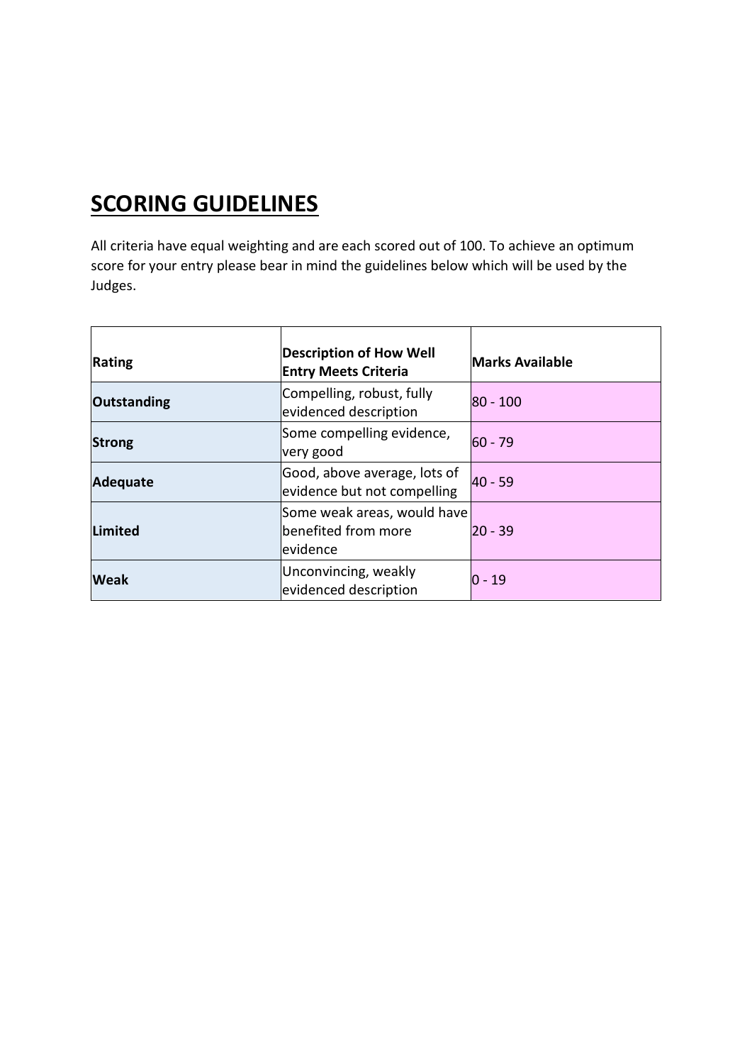# SCORING GUIDELINES

All criteria have equal weighting and are each scored out of 100. To achieve an optimum score for your entry please bear in mind the guidelines below which will be used by the Judges.

| Rating | Description of How Well Entry Meets Criteria | Marks Available |
|---|---|---|
| **Outstanding** | Compelling, robust, fully evidenced description | 80 - 100 |
| **Strong** | Some compelling evidence, very good | 60 - 79 |
| **Adequate** | Good, above average, lots of evidence but not compelling | 40 - 59 |
| **Limited** | Some weak areas, would have benefited from more evidence | 20 - 39 |
| **Weak** | Unconvincing, weakly evidenced description | 0 - 19 |